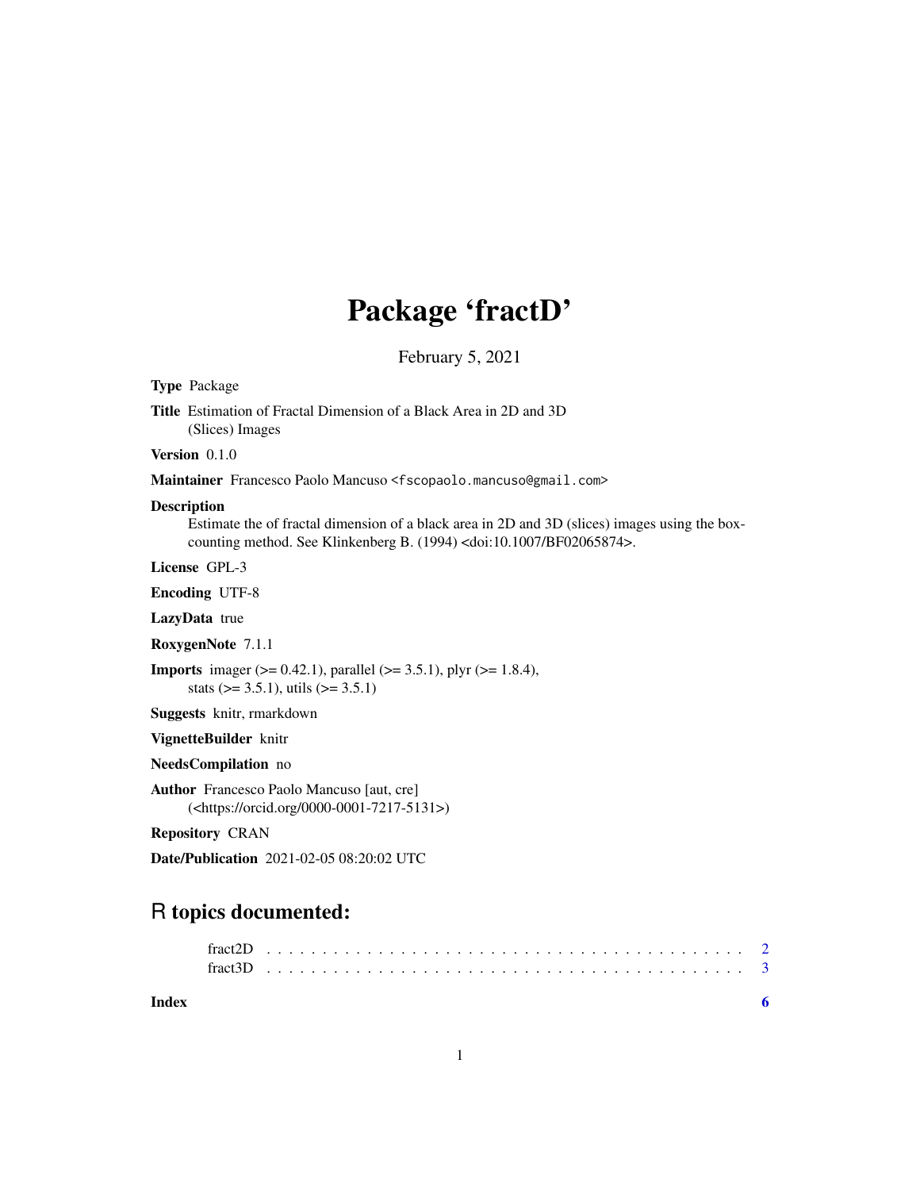# Package 'fractD'

February 5, 2021

**Type** Package

**Title** Estimation of Fractal Dimension of a Black Area in 2D and 3D (Slices) Images

**Version** 0.1.0

**Maintainer** Francesco Paolo Mancuso <fscopaolo.mancuso@gmail.com>

**Description**
Estimate the of fractal dimension of a black area in 2D and 3D (slices) images using the box-counting method. See Klinkenberg B. (1994) <doi:10.1007/BF02065874>.

**License** GPL-3

**Encoding** UTF-8

**LazyData** true

**RoxygenNote** 7.1.1

**Imports** imager (>= 0.42.1), parallel (>= 3.5.1), plyr (>= 1.8.4), stats (>= 3.5.1), utils (>= 3.5.1)

**Suggests** knitr, rmarkdown

**VignetteBuilder** knitr

**NeedsCompilation** no

**Author** Francesco Paolo Mancuso [aut, cre] (<https://orcid.org/0000-0001-7217-5131>)

**Repository** CRAN

**Date/Publication** 2021-02-05 08:20:02 UTC

## R topics documented:

fract2D . . . . . . . . . . . . . . . . . . . . . . . . . . . . . . . . . . . . . . . . . . 2
fract3D . . . . . . . . . . . . . . . . . . . . . . . . . . . . . . . . . . . . . . . . . . 3

**Index** 6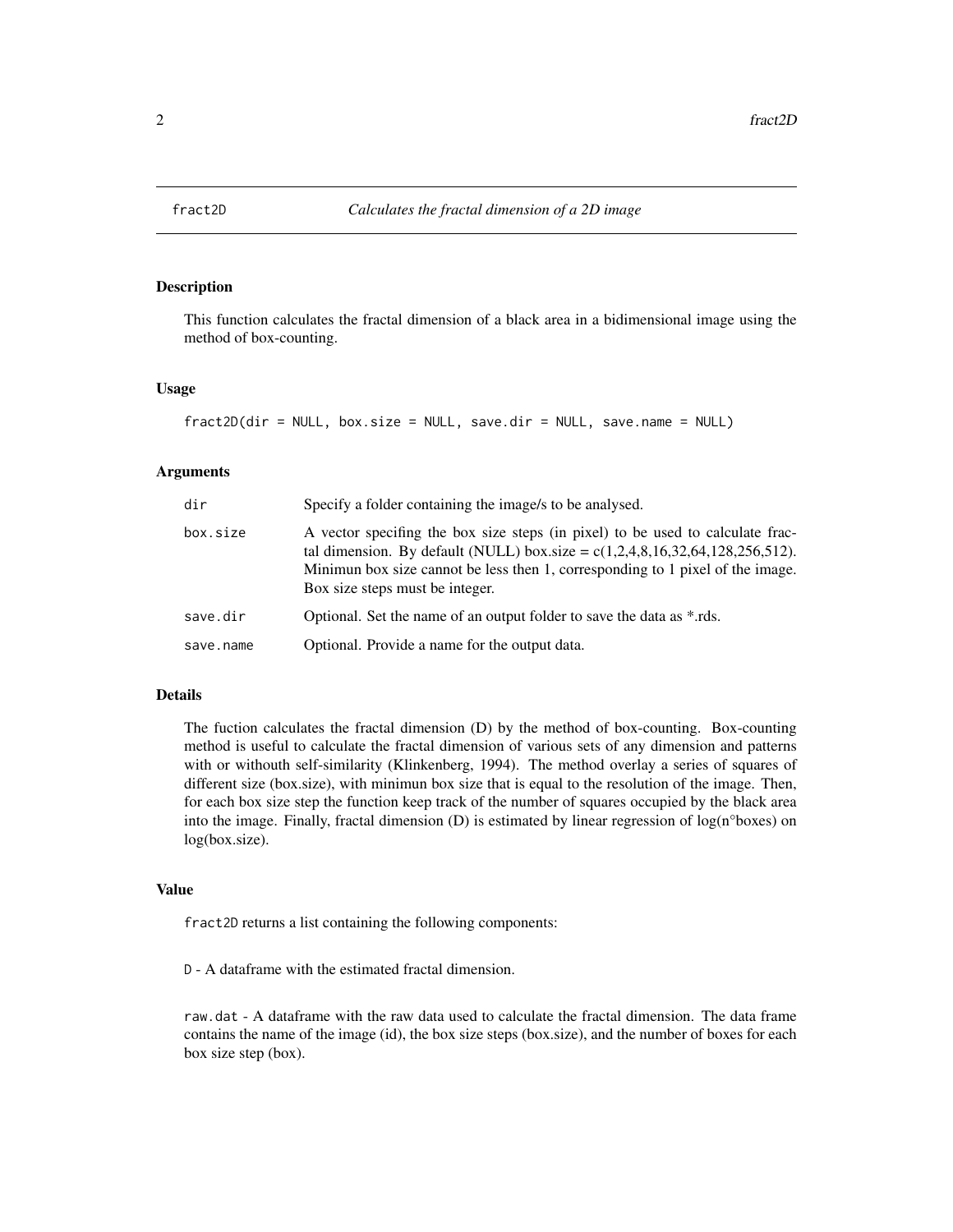# fract2D — Calculates the fractal dimension of a 2D image

## Description

This function calculates the fractal dimension of a black area in a bidimensional image using the method of box-counting.

## Usage

```
fract2D(dir = NULL, box.size = NULL, save.dir = NULL, save.name = NULL)
```

## Arguments

| | |
|---|---|
| `dir` | Specify a folder containing the image/s to be analysed. |
| `box.size` | A vector specifing the box size steps (in pixel) to be used to calculate fractal dimension. By default (NULL) box.size = c(1,2,4,8,16,32,64,128,256,512). Minimun box size cannot be less then 1, corresponding to 1 pixel of the image. Box size steps must be integer. |
| `save.dir` | Optional. Set the name of an output folder to save the data as *.rds. |
| `save.name` | Optional. Provide a name for the output data. |

## Details

The fuction calculates the fractal dimension (D) by the method of box-counting. Box-counting method is useful to calculate the fractal dimension of various sets of any dimension and patterns with or withouth self-similarity (Klinkenberg, 1994). The method overlay a series of squares of different size (box.size), with minimun box size that is equal to the resolution of the image. Then, for each box size step the function keep track of the number of squares occupied by the black area into the image. Finally, fractal dimension (D) is estimated by linear regression of log(n°boxes) on log(box.size).

## Value

`fract2D` returns a list containing the following components:

`D` - A dataframe with the estimated fractal dimension.

`raw.dat` - A dataframe with the raw data used to calculate the fractal dimension. The data frame contains the name of the image (id), the box size steps (box.size), and the number of boxes for each box size step (box).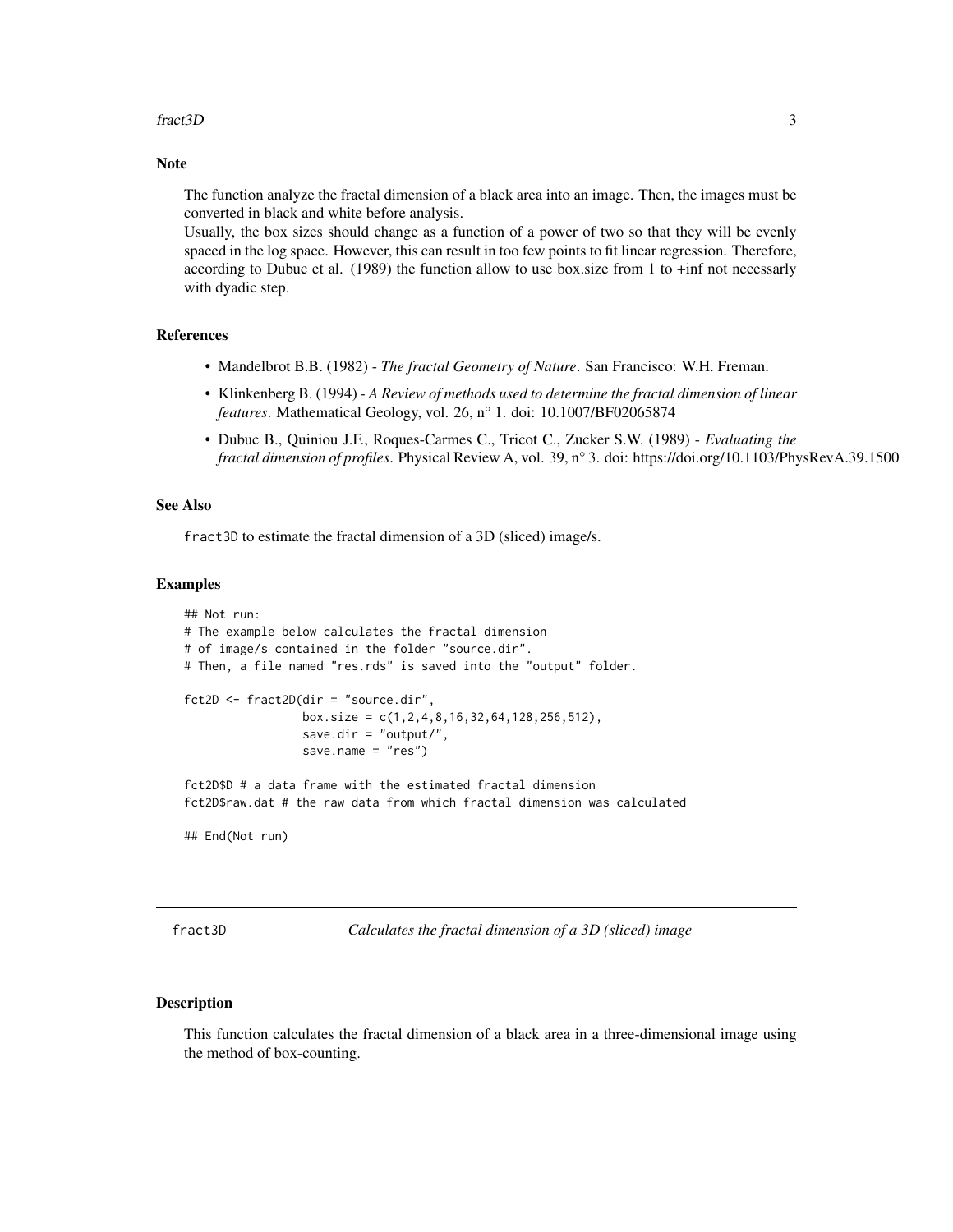### Note

The function analyze the fractal dimension of a black area into an image. Then, the images must be converted in black and white before analysis.
Usually, the box sizes should change as a function of a power of two so that they will be evenly spaced in the log space. However, this can result in too few points to fit linear regression. Therefore, according to Dubuc et al. (1989) the function allow to use box.size from 1 to +inf not necessarly with dyadic step.

### References

- Mandelbrot B.B. (1982) - *The fractal Geometry of Nature*. San Francisco: W.H. Freman.
- Klinkenberg B. (1994) - *A Review of methods used to determine the fractal dimension of linear features*. Mathematical Geology, vol. 26, n° 1. doi: 10.1007/BF02065874
- Dubuc B., Quiniou J.F., Roques-Carmes C., Tricot C., Zucker S.W. (1989) - *Evaluating the fractal dimension of profiles*. Physical Review A, vol. 39, n° 3. doi: https://doi.org/10.1103/PhysRevA.39.1500

### See Also

fract3D to estimate the fractal dimension of a 3D (sliced) image/s.

### Examples

```
## Not run:
# The example below calculates the fractal dimension
# of image/s contained in the folder "source.dir".
# Then, a file named "res.rds" is saved into the "output" folder.

fct2D <- fract2D(dir = "source.dir",
                 box.size = c(1,2,4,8,16,32,64,128,256,512),
                 save.dir = "output/",
                 save.name = "res")

fct2D$D # a data frame with the estimated fractal dimension
fct2D$raw.dat # the raw data from which fractal dimension was calculated

## End(Not run)
```

## fract3D — *Calculates the fractal dimension of a 3D (sliced) image*

### Description

This function calculates the fractal dimension of a black area in a three-dimensional image using the method of box-counting.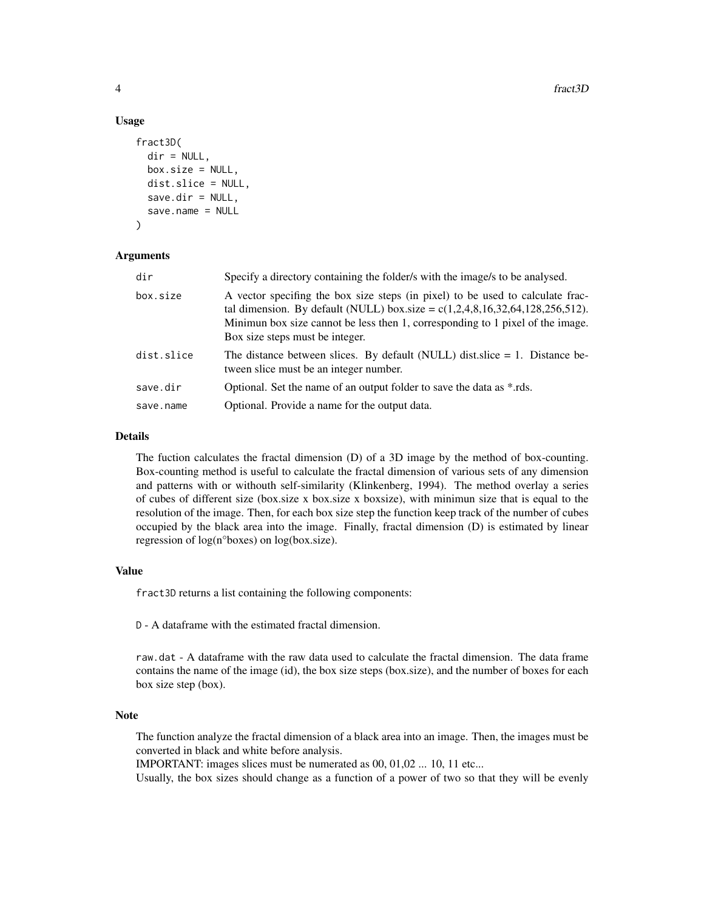### Usage

```
fract3D(
  dir = NULL,
  box.size = NULL,
  dist.slice = NULL,
  save.dir = NULL,
  save.name = NULL
)
```

### Arguments

| | |
|---|---|
| dir | Specify a directory containing the folder/s with the image/s to be analysed. |
| box.size | A vector specifing the box size steps (in pixel) to be used to calculate fractal dimension. By default (NULL) box.size = c(1,2,4,8,16,32,64,128,256,512). Minimun box size cannot be less then 1, corresponding to 1 pixel of the image. Box size steps must be integer. |
| dist.slice | The distance between slices. By default (NULL) dist.slice = 1. Distance between slice must be an integer number. |
| save.dir | Optional. Set the name of an output folder to save the data as *.rds. |
| save.name | Optional. Provide a name for the output data. |

### Details

The fuction calculates the fractal dimension (D) of a 3D image by the method of box-counting. Box-counting method is useful to calculate the fractal dimension of various sets of any dimension and patterns with or withouth self-similarity (Klinkenberg, 1994). The method overlay a series of cubes of different size (box.size x box.size x boxsize), with minimun size that is equal to the resolution of the image. Then, for each box size step the function keep track of the number of cubes occupied by the black area into the image. Finally, fractal dimension (D) is estimated by linear regression of log(n°boxes) on log(box.size).

### Value

`fract3D` returns a list containing the following components:

`D` - A dataframe with the estimated fractal dimension.

`raw.dat` - A dataframe with the raw data used to calculate the fractal dimension. The data frame contains the name of the image (id), the box size steps (box.size), and the number of boxes for each box size step (box).

### Note

The function analyze the fractal dimension of a black area into an image. Then, the images must be converted in black and white before analysis.
IMPORTANT: images slices must be numerated as 00, 01,02 ... 10, 11 etc...
Usually, the box sizes should change as a function of a power of two so that they will be evenly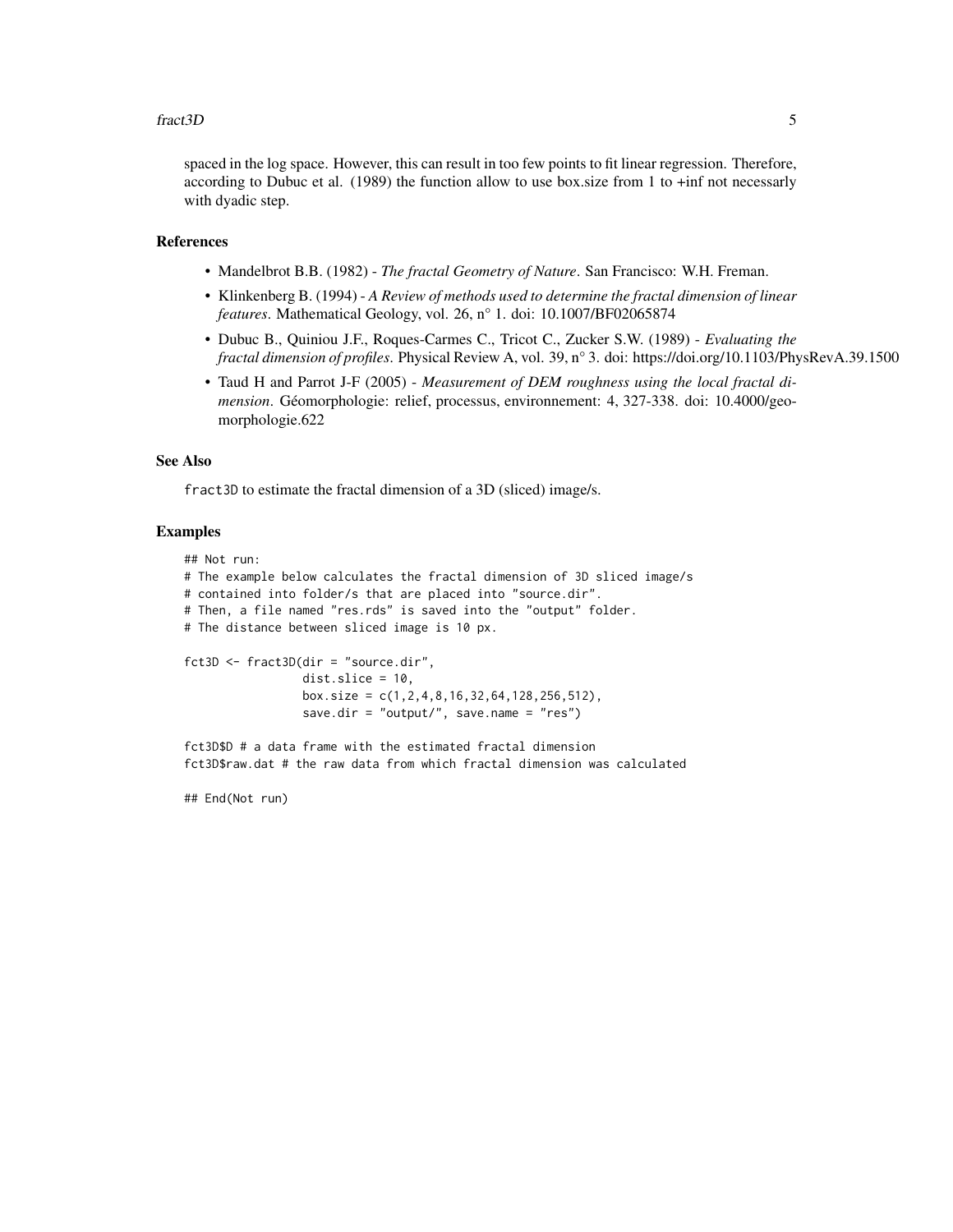spaced in the log space. However, this can result in too few points to fit linear regression. Therefore, according to Dubuc et al. (1989) the function allow to use box.size from 1 to +inf not necessarly with dyadic step.

## References

- Mandelbrot B.B. (1982) - *The fractal Geometry of Nature*. San Francisco: W.H. Freman.
- Klinkenberg B. (1994) - *A Review of methods used to determine the fractal dimension of linear features*. Mathematical Geology, vol. 26, n° 1. doi: 10.1007/BF02065874
- Dubuc B., Quiniou J.F., Roques-Carmes C., Tricot C., Zucker S.W. (1989) - *Evaluating the fractal dimension of profiles*. Physical Review A, vol. 39, n° 3. doi: https://doi.org/10.1103/PhysRevA.39.1500
- Taud H and Parrot J-F (2005) - *Measurement of DEM roughness using the local fractal dimension*. Géomorphologie: relief, processus, environnement: 4, 327-338. doi: 10.4000/geomorphologie.622

## See Also

`fract3D` to estimate the fractal dimension of a 3D (sliced) image/s.

## Examples

```
## Not run:
# The example below calculates the fractal dimension of 3D sliced image/s
# contained into folder/s that are placed into "source.dir".
# Then, a file named "res.rds" is saved into the "output" folder.
# The distance between sliced image is 10 px.

fct3D <- fract3D(dir = "source.dir",
                 dist.slice = 10,
                 box.size = c(1,2,4,8,16,32,64,128,256,512),
                 save.dir = "output/", save.name = "res")

fct3D$D # a data frame with the estimated fractal dimension
fct3D$raw.dat # the raw data from which fractal dimension was calculated

## End(Not run)
```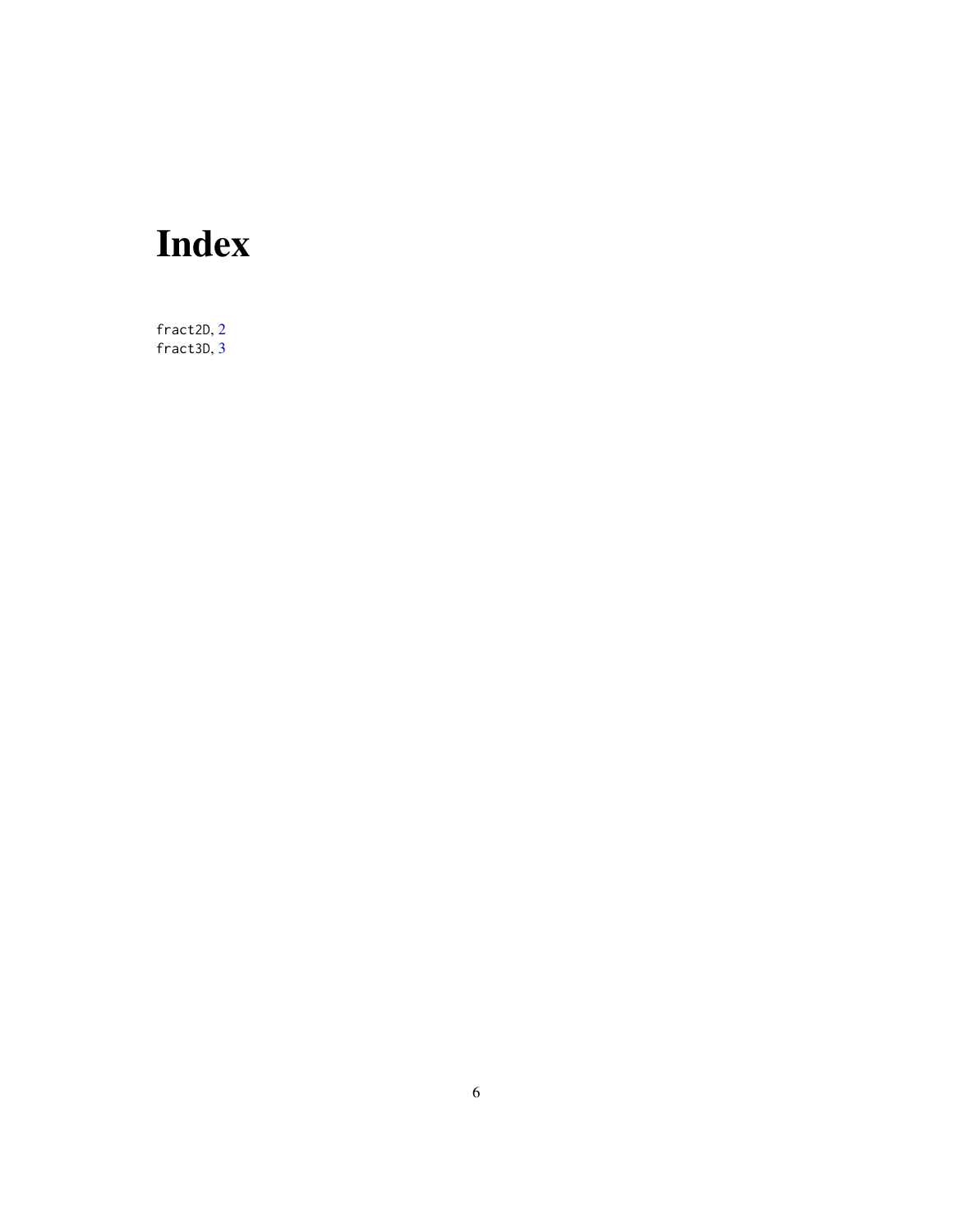# Index

fract2D, 2
fract3D, 3